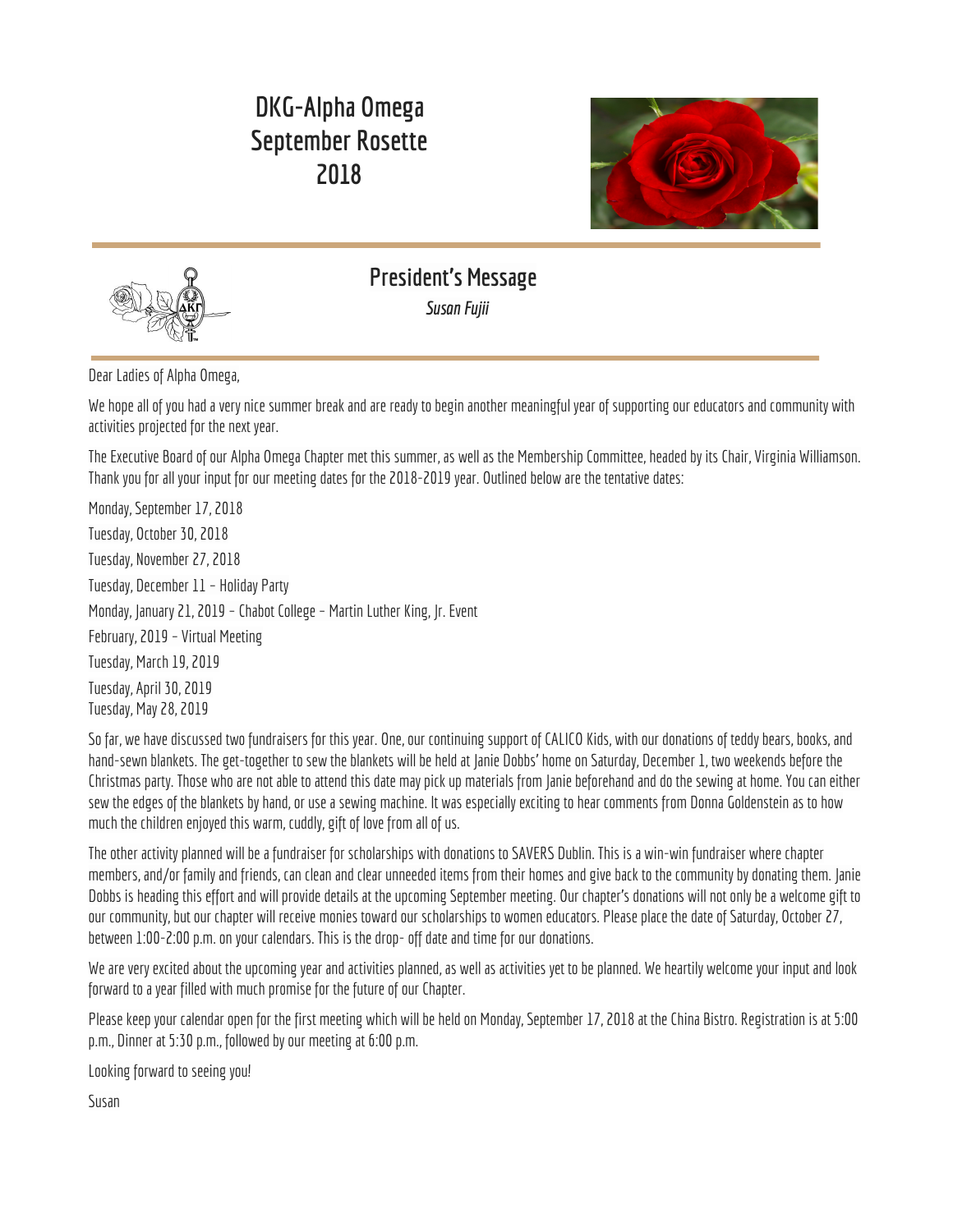# DKG-Alpha Omega
# September Rosette
# 2018

## President's Message

*Susan Fujii*

Dear Ladies of Alpha Omega,

We hope all of you had a very nice summer break and are ready to begin another meaningful year of supporting our educators and community with activities projected for the next year.

The Executive Board of our Alpha Omega Chapter met this summer, as well as the Membership Committee, headed by its Chair, Virginia Williamson. Thank you for all your input for our meeting dates for the 2018-2019 year. Outlined below are the tentative dates:

Monday, September 17, 2018

Tuesday, October 30, 2018

Tuesday, November 27, 2018

Tuesday, December 11 – Holiday Party

Monday, January 21, 2019 – Chabot College – Martin Luther King, Jr. Event

February, 2019 – Virtual Meeting

Tuesday, March 19, 2019

Tuesday, April 30, 2019

Tuesday, May 28, 2019

So far, we have discussed two fundraisers for this year. One, our continuing support of CALICO Kids, with our donations of teddy bears, books, and hand-sewn blankets. The get-together to sew the blankets will be held at Janie Dobbs' home on Saturday, December 1, two weekends before the Christmas party. Those who are not able to attend this date may pick up materials from Janie beforehand and do the sewing at home. You can either sew the edges of the blankets by hand, or use a sewing machine. It was especially exciting to hear comments from Donna Goldenstein as to how much the children enjoyed this warm, cuddly, gift of love from all of us.

The other activity planned will be a fundraiser for scholarships with donations to SAVERS Dublin. This is a win-win fundraiser where chapter members, and/or family and friends, can clean and clear unneeded items from their homes and give back to the community by donating them. Janie Dobbs is heading this effort and will provide details at the upcoming September meeting. Our chapter's donations will not only be a welcome gift to our community, but our chapter will receive monies toward our scholarships to women educators. Please place the date of Saturday, October 27, between 1:00-2:00 p.m. on your calendars. This is the drop- off date and time for our donations.

We are very excited about the upcoming year and activities planned, as well as activities yet to be planned. We heartily welcome your input and look forward to a year filled with much promise for the future of our Chapter.

Please keep your calendar open for the first meeting which will be held on Monday, September 17, 2018 at the China Bistro. Registration is at 5:00 p.m., Dinner at 5:30 p.m., followed by our meeting at 6:00 p.m.

Looking forward to seeing you!

Susan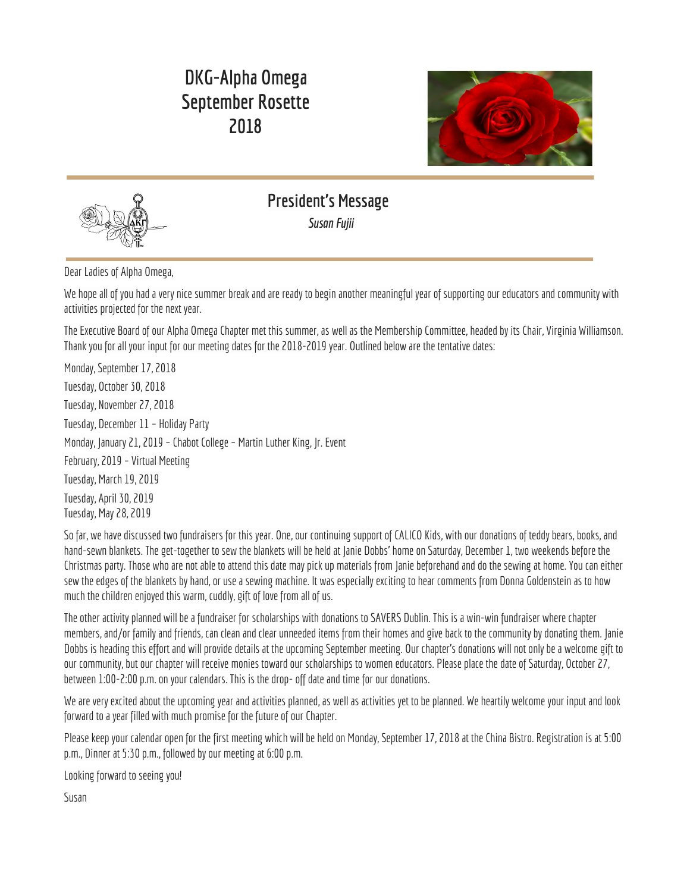# DKG-Alpha Omega September Rosette 2018

## President's Message

*Susan Fujii*

Dear Ladies of Alpha Omega,

We hope all of you had a very nice summer break and are ready to begin another meaningful year of supporting our educators and community with activities projected for the next year.

The Executive Board of our Alpha Omega Chapter met this summer, as well as the Membership Committee, headed by its Chair, Virginia Williamson. Thank you for all your input for our meeting dates for the 2018-2019 year. Outlined below are the tentative dates:

Monday, September 17, 2018

Tuesday, October 30, 2018

Tuesday, November 27, 2018

Tuesday, December 11 – Holiday Party

Monday, January 21, 2019 – Chabot College – Martin Luther King, Jr. Event

February, 2019 – Virtual Meeting

Tuesday, March 19, 2019

Tuesday, April 30, 2019

Tuesday, May 28, 2019

So far, we have discussed two fundraisers for this year. One, our continuing support of CALICO Kids, with our donations of teddy bears, books, and hand-sewn blankets. The get-together to sew the blankets will be held at Janie Dobbs' home on Saturday, December 1, two weekends before the Christmas party. Those who are not able to attend this date may pick up materials from Janie beforehand and do the sewing at home. You can either sew the edges of the blankets by hand, or use a sewing machine. It was especially exciting to hear comments from Donna Goldenstein as to how much the children enjoyed this warm, cuddly, gift of love from all of us.

The other activity planned will be a fundraiser for scholarships with donations to SAVERS Dublin. This is a win-win fundraiser where chapter members, and/or family and friends, can clean and clear unneeded items from their homes and give back to the community by donating them. Janie Dobbs is heading this effort and will provide details at the upcoming September meeting. Our chapter's donations will not only be a welcome gift to our community, but our chapter will receive monies toward our scholarships to women educators. Please place the date of Saturday, October 27, between 1:00-2:00 p.m. on your calendars. This is the drop- off date and time for our donations.

We are very excited about the upcoming year and activities planned, as well as activities yet to be planned. We heartily welcome your input and look forward to a year filled with much promise for the future of our Chapter.

Please keep your calendar open for the first meeting which will be held on Monday, September 17, 2018 at the China Bistro. Registration is at 5:00 p.m., Dinner at 5:30 p.m., followed by our meeting at 6:00 p.m.

Looking forward to seeing you!

Susan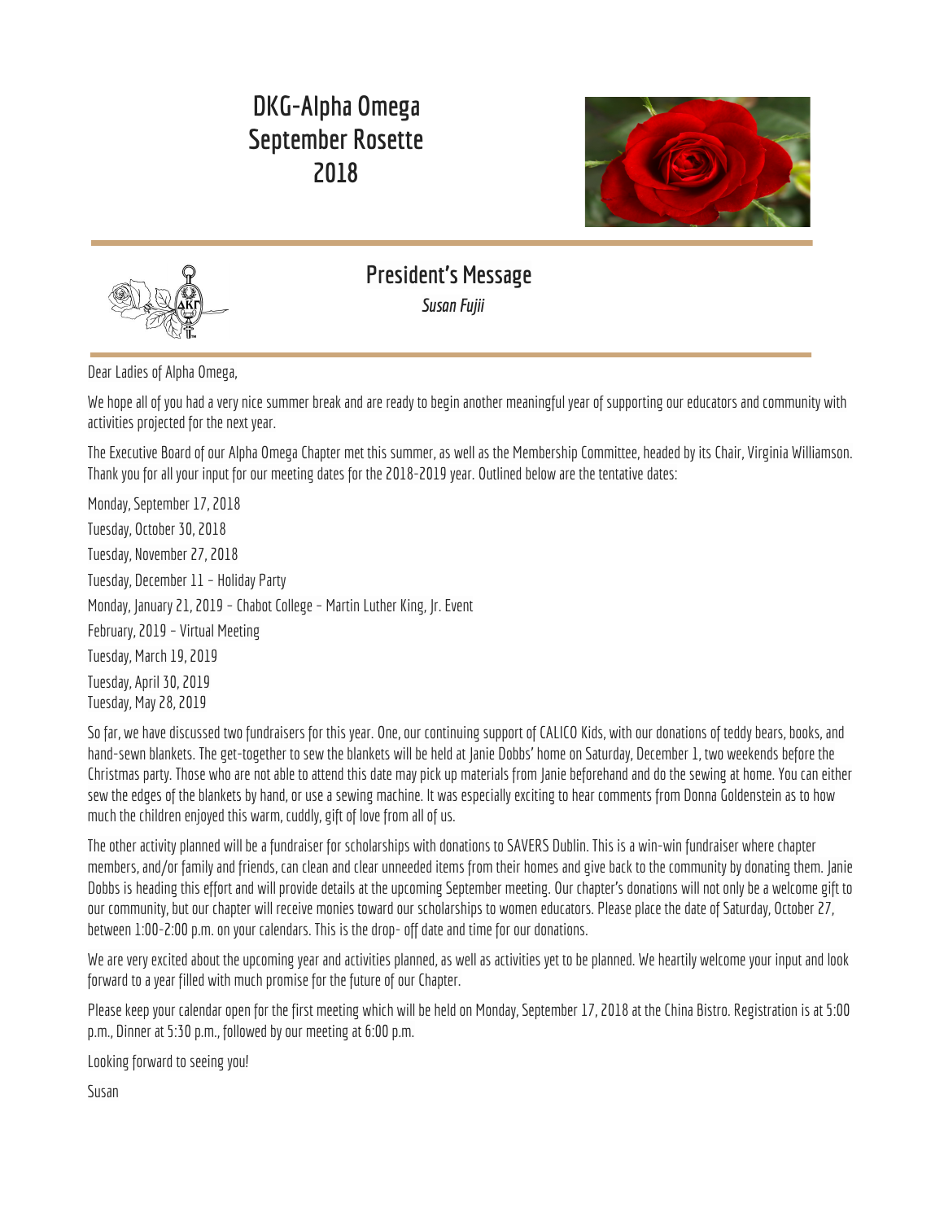# DKG-Alpha Omega September Rosette 2018

## President's Message

*Susan Fujii*

Dear Ladies of Alpha Omega,

We hope all of you had a very nice summer break and are ready to begin another meaningful year of supporting our educators and community with activities projected for the next year.

The Executive Board of our Alpha Omega Chapter met this summer, as well as the Membership Committee, headed by its Chair, Virginia Williamson. Thank you for all your input for our meeting dates for the 2018-2019 year. Outlined below are the tentative dates:

Monday, September 17, 2018

Tuesday, October 30, 2018

Tuesday, November 27, 2018

Tuesday, December 11 – Holiday Party

Monday, January 21, 2019 – Chabot College – Martin Luther King, Jr. Event

February, 2019 – Virtual Meeting

Tuesday, March 19, 2019

Tuesday, April 30, 2019

Tuesday, May 28, 2019

So far, we have discussed two fundraisers for this year. One, our continuing support of CALICO Kids, with our donations of teddy bears, books, and hand-sewn blankets. The get-together to sew the blankets will be held at Janie Dobbs' home on Saturday, December 1, two weekends before the Christmas party. Those who are not able to attend this date may pick up materials from Janie beforehand and do the sewing at home. You can either sew the edges of the blankets by hand, or use a sewing machine. It was especially exciting to hear comments from Donna Goldenstein as to how much the children enjoyed this warm, cuddly, gift of love from all of us.

The other activity planned will be a fundraiser for scholarships with donations to SAVERS Dublin. This is a win-win fundraiser where chapter members, and/or family and friends, can clean and clear unneeded items from their homes and give back to the community by donating them. Janie Dobbs is heading this effort and will provide details at the upcoming September meeting. Our chapter's donations will not only be a welcome gift to our community, but our chapter will receive monies toward our scholarships to women educators. Please place the date of Saturday, October 27, between 1:00-2:00 p.m. on your calendars. This is the drop- off date and time for our donations.

We are very excited about the upcoming year and activities planned, as well as activities yet to be planned. We heartily welcome your input and look forward to a year filled with much promise for the future of our Chapter.

Please keep your calendar open for the first meeting which will be held on Monday, September 17, 2018 at the China Bistro. Registration is at 5:00 p.m., Dinner at 5:30 p.m., followed by our meeting at 6:00 p.m.

Looking forward to seeing you!

Susan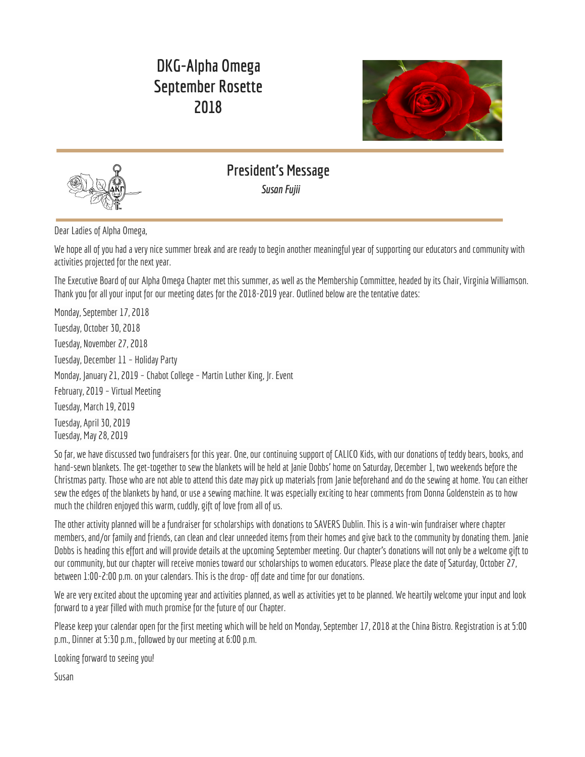# DKG-Alpha Omega September Rosette 2018

## President's Message

*Susan Fujii*

Dear Ladies of Alpha Omega,

We hope all of you had a very nice summer break and are ready to begin another meaningful year of supporting our educators and community with activities projected for the next year.

The Executive Board of our Alpha Omega Chapter met this summer, as well as the Membership Committee, headed by its Chair, Virginia Williamson. Thank you for all your input for our meeting dates for the 2018-2019 year. Outlined below are the tentative dates:

Monday, September 17, 2018

Tuesday, October 30, 2018

Tuesday, November 27, 2018

Tuesday, December 11 – Holiday Party

Monday, January 21, 2019 – Chabot College – Martin Luther King, Jr. Event

February, 2019 – Virtual Meeting

Tuesday, March 19, 2019

Tuesday, April 30, 2019

Tuesday, May 28, 2019

So far, we have discussed two fundraisers for this year. One, our continuing support of CALICO Kids, with our donations of teddy bears, books, and hand-sewn blankets. The get-together to sew the blankets will be held at Janie Dobbs' home on Saturday, December 1, two weekends before the Christmas party. Those who are not able to attend this date may pick up materials from Janie beforehand and do the sewing at home. You can either sew the edges of the blankets by hand, or use a sewing machine. It was especially exciting to hear comments from Donna Goldenstein as to how much the children enjoyed this warm, cuddly, gift of love from all of us.

The other activity planned will be a fundraiser for scholarships with donations to SAVERS Dublin. This is a win-win fundraiser where chapter members, and/or family and friends, can clean and clear unneeded items from their homes and give back to the community by donating them. Janie Dobbs is heading this effort and will provide details at the upcoming September meeting. Our chapter's donations will not only be a welcome gift to our community, but our chapter will receive monies toward our scholarships to women educators. Please place the date of Saturday, October 27, between 1:00-2:00 p.m. on your calendars. This is the drop- off date and time for our donations.

We are very excited about the upcoming year and activities planned, as well as activities yet to be planned. We heartily welcome your input and look forward to a year filled with much promise for the future of our Chapter.

Please keep your calendar open for the first meeting which will be held on Monday, September 17, 2018 at the China Bistro. Registration is at 5:00 p.m., Dinner at 5:30 p.m., followed by our meeting at 6:00 p.m.

Looking forward to seeing you!

Susan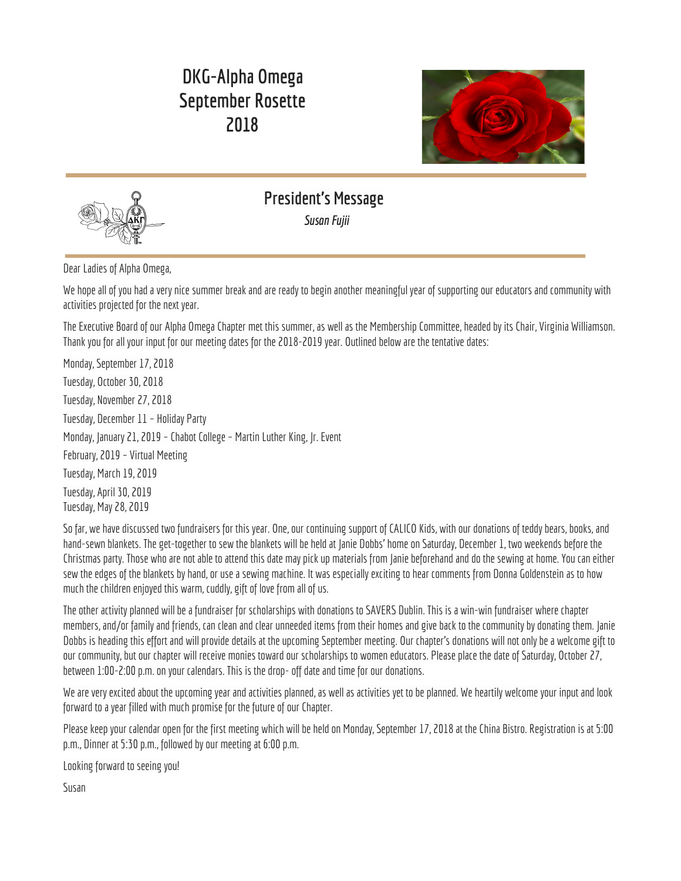# DKG-Alpha Omega September Rosette 2018

## President's Message

*Susan Fujii*

Dear Ladies of Alpha Omega,

We hope all of you had a very nice summer break and are ready to begin another meaningful year of supporting our educators and community with activities projected for the next year.

The Executive Board of our Alpha Omega Chapter met this summer, as well as the Membership Committee, headed by its Chair, Virginia Williamson. Thank you for all your input for our meeting dates for the 2018-2019 year. Outlined below are the tentative dates:

Monday, September 17, 2018

Tuesday, October 30, 2018

Tuesday, November 27, 2018

Tuesday, December 11 – Holiday Party

Monday, January 21, 2019 – Chabot College – Martin Luther King, Jr. Event

February, 2019 – Virtual Meeting

Tuesday, March 19, 2019

Tuesday, April 30, 2019

Tuesday, May 28, 2019

So far, we have discussed two fundraisers for this year. One, our continuing support of CALICO Kids, with our donations of teddy bears, books, and hand-sewn blankets. The get-together to sew the blankets will be held at Janie Dobbs' home on Saturday, December 1, two weekends before the Christmas party. Those who are not able to attend this date may pick up materials from Janie beforehand and do the sewing at home. You can either sew the edges of the blankets by hand, or use a sewing machine. It was especially exciting to hear comments from Donna Goldenstein as to how much the children enjoyed this warm, cuddly, gift of love from all of us.

The other activity planned will be a fundraiser for scholarships with donations to SAVERS Dublin. This is a win-win fundraiser where chapter members, and/or family and friends, can clean and clear unneeded items from their homes and give back to the community by donating them. Janie Dobbs is heading this effort and will provide details at the upcoming September meeting. Our chapter's donations will not only be a welcome gift to our community, but our chapter will receive monies toward our scholarships to women educators. Please place the date of Saturday, October 27, between 1:00-2:00 p.m. on your calendars. This is the drop- off date and time for our donations.

We are very excited about the upcoming year and activities planned, as well as activities yet to be planned. We heartily welcome your input and look forward to a year filled with much promise for the future of our Chapter.

Please keep your calendar open for the first meeting which will be held on Monday, September 17, 2018 at the China Bistro. Registration is at 5:00 p.m., Dinner at 5:30 p.m., followed by our meeting at 6:00 p.m.

Looking forward to seeing you!

Susan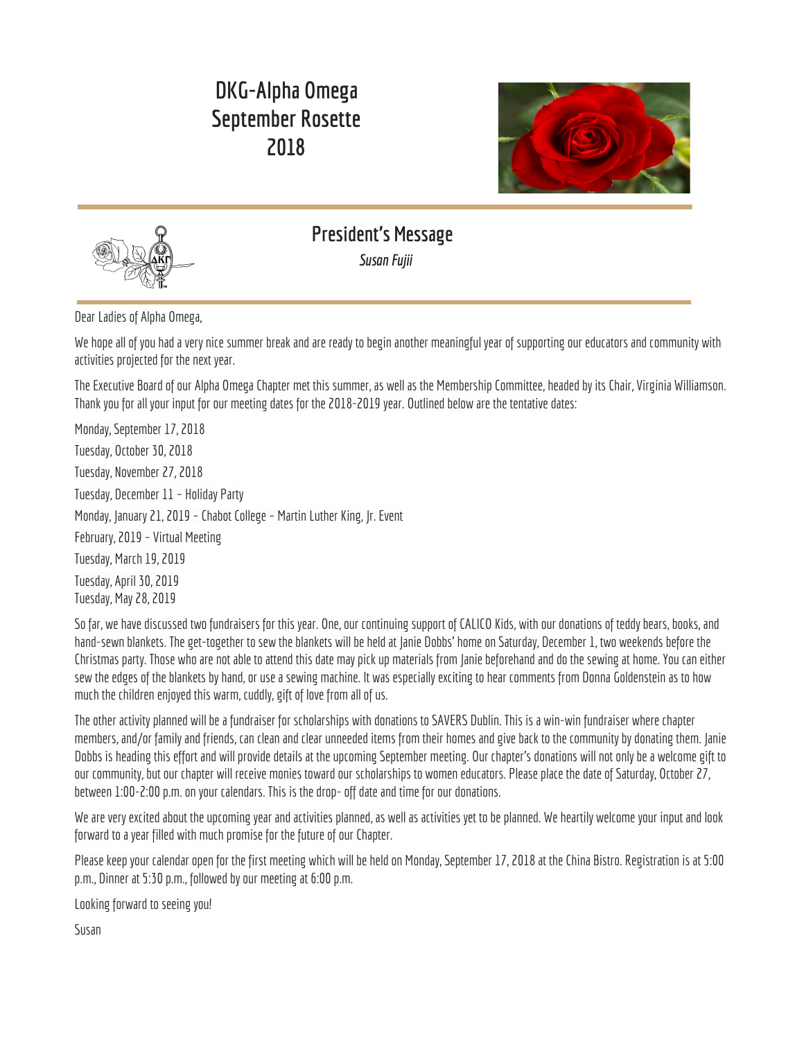# DKG-Alpha Omega September Rosette 2018

## President's Message

*Susan Fujii*

Dear Ladies of Alpha Omega,

We hope all of you had a very nice summer break and are ready to begin another meaningful year of supporting our educators and community with activities projected for the next year.

The Executive Board of our Alpha Omega Chapter met this summer, as well as the Membership Committee, headed by its Chair, Virginia Williamson. Thank you for all your input for our meeting dates for the 2018-2019 year. Outlined below are the tentative dates:

Monday, September 17, 2018

Tuesday, October 30, 2018

Tuesday, November 27, 2018

Tuesday, December 11 – Holiday Party

Monday, January 21, 2019 – Chabot College – Martin Luther King, Jr. Event

February, 2019 – Virtual Meeting

Tuesday, March 19, 2019

Tuesday, April 30, 2019

Tuesday, May 28, 2019

So far, we have discussed two fundraisers for this year. One, our continuing support of CALICO Kids, with our donations of teddy bears, books, and hand-sewn blankets. The get-together to sew the blankets will be held at Janie Dobbs' home on Saturday, December 1, two weekends before the Christmas party. Those who are not able to attend this date may pick up materials from Janie beforehand and do the sewing at home. You can either sew the edges of the blankets by hand, or use a sewing machine. It was especially exciting to hear comments from Donna Goldenstein as to how much the children enjoyed this warm, cuddly, gift of love from all of us.

The other activity planned will be a fundraiser for scholarships with donations to SAVERS Dublin. This is a win-win fundraiser where chapter members, and/or family and friends, can clean and clear unneeded items from their homes and give back to the community by donating them. Janie Dobbs is heading this effort and will provide details at the upcoming September meeting. Our chapter's donations will not only be a welcome gift to our community, but our chapter will receive monies toward our scholarships to women educators. Please place the date of Saturday, October 27, between 1:00-2:00 p.m. on your calendars. This is the drop- off date and time for our donations.

We are very excited about the upcoming year and activities planned, as well as activities yet to be planned. We heartily welcome your input and look forward to a year filled with much promise for the future of our Chapter.

Please keep your calendar open for the first meeting which will be held on Monday, September 17, 2018 at the China Bistro. Registration is at 5:00 p.m., Dinner at 5:30 p.m., followed by our meeting at 6:00 p.m.

Looking forward to seeing you!

Susan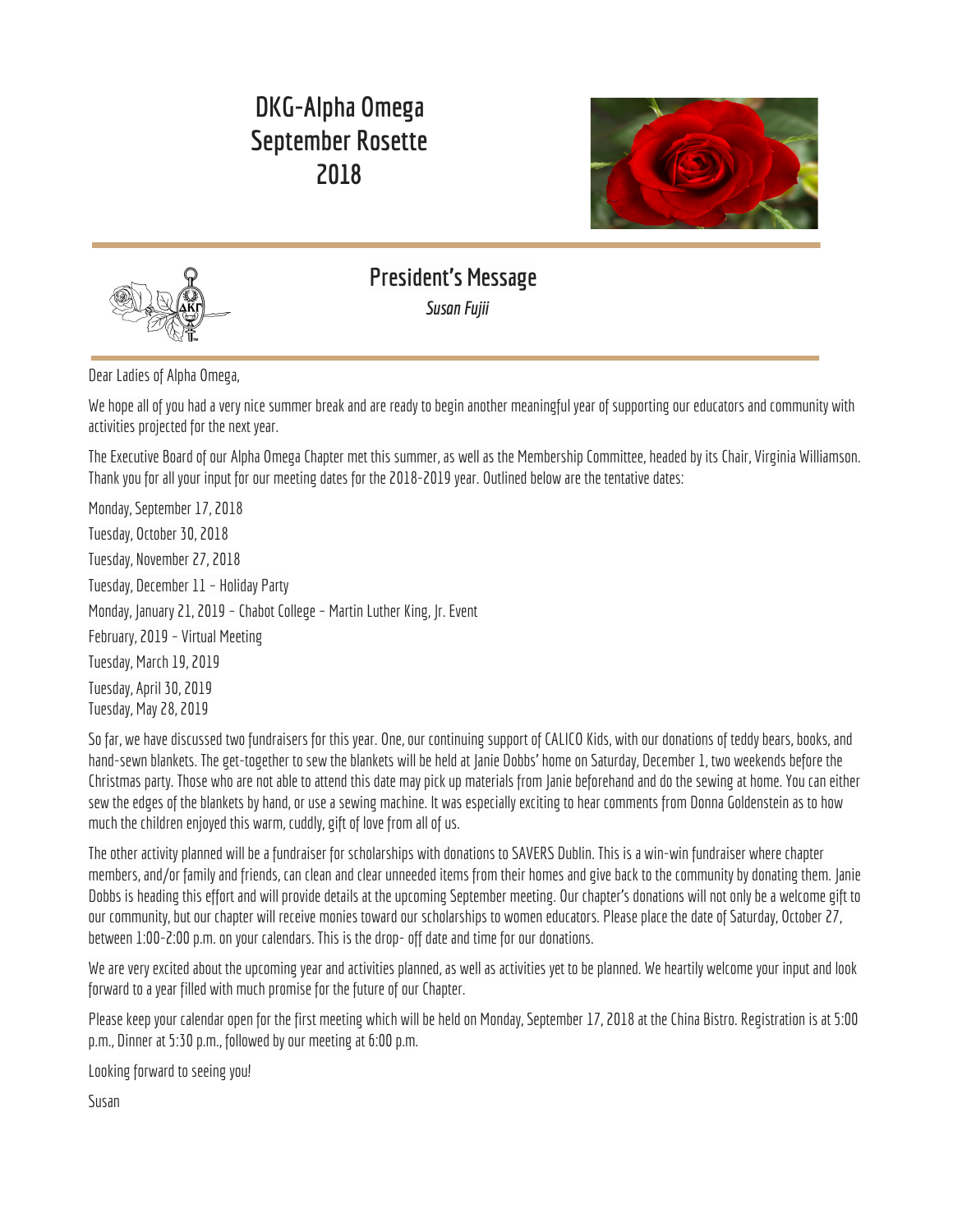# DKG-Alpha Omega September Rosette 2018

## President's Message

*Susan Fujii*

Dear Ladies of Alpha Omega,

We hope all of you had a very nice summer break and are ready to begin another meaningful year of supporting our educators and community with activities projected for the next year.

The Executive Board of our Alpha Omega Chapter met this summer, as well as the Membership Committee, headed by its Chair, Virginia Williamson. Thank you for all your input for our meeting dates for the 2018-2019 year. Outlined below are the tentative dates:

Monday, September 17, 2018

Tuesday, October 30, 2018

Tuesday, November 27, 2018

Tuesday, December 11 – Holiday Party

Monday, January 21, 2019 – Chabot College – Martin Luther King, Jr. Event

February, 2019 – Virtual Meeting

Tuesday, March 19, 2019

Tuesday, April 30, 2019
Tuesday, May 28, 2019

So far, we have discussed two fundraisers for this year. One, our continuing support of CALICO Kids, with our donations of teddy bears, books, and hand-sewn blankets. The get-together to sew the blankets will be held at Janie Dobbs' home on Saturday, December 1, two weekends before the Christmas party. Those who are not able to attend this date may pick up materials from Janie beforehand and do the sewing at home. You can either sew the edges of the blankets by hand, or use a sewing machine. It was especially exciting to hear comments from Donna Goldenstein as to how much the children enjoyed this warm, cuddly, gift of love from all of us.

The other activity planned will be a fundraiser for scholarships with donations to SAVERS Dublin. This is a win-win fundraiser where chapter members, and/or family and friends, can clean and clear unneeded items from their homes and give back to the community by donating them. Janie Dobbs is heading this effort and will provide details at the upcoming September meeting. Our chapter's donations will not only be a welcome gift to our community, but our chapter will receive monies toward our scholarships to women educators. Please place the date of Saturday, October 27, between 1:00-2:00 p.m. on your calendars. This is the drop- off date and time for our donations.

We are very excited about the upcoming year and activities planned, as well as activities yet to be planned. We heartily welcome your input and look forward to a year filled with much promise for the future of our Chapter.

Please keep your calendar open for the first meeting which will be held on Monday, September 17, 2018 at the China Bistro. Registration is at 5:00 p.m., Dinner at 5:30 p.m., followed by our meeting at 6:00 p.m.

Looking forward to seeing you!

Susan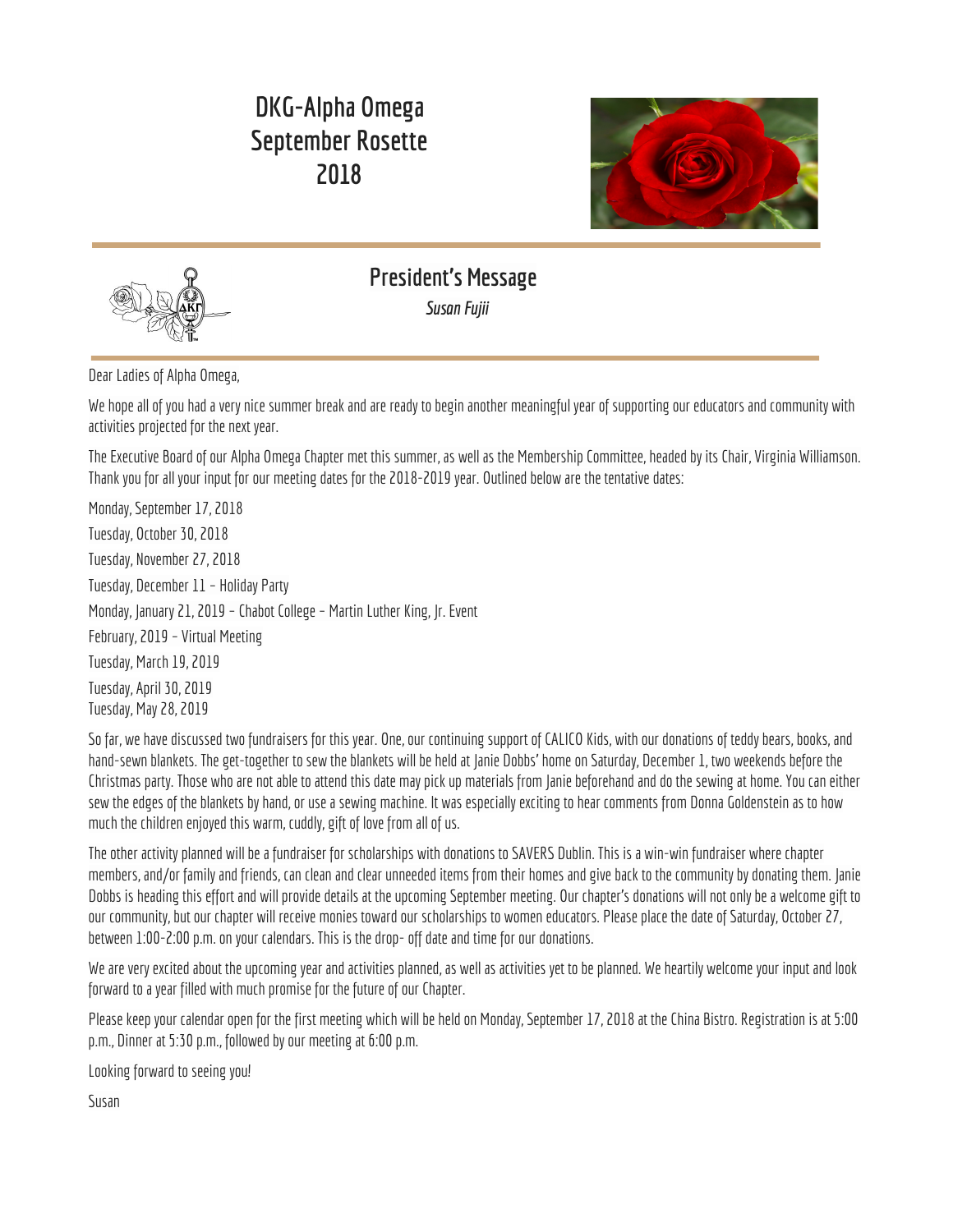# DKG-Alpha Omega September Rosette 2018

## President's Message

*Susan Fujii*

Dear Ladies of Alpha Omega,

We hope all of you had a very nice summer break and are ready to begin another meaningful year of supporting our educators and community with activities projected for the next year.

The Executive Board of our Alpha Omega Chapter met this summer, as well as the Membership Committee, headed by its Chair, Virginia Williamson. Thank you for all your input for our meeting dates for the 2018-2019 year. Outlined below are the tentative dates:

Monday, September 17, 2018

Tuesday, October 30, 2018

Tuesday, November 27, 2018

Tuesday, December 11 – Holiday Party

Monday, January 21, 2019 – Chabot College – Martin Luther King, Jr. Event

February, 2019 – Virtual Meeting

Tuesday, March 19, 2019

Tuesday, April 30, 2019

Tuesday, May 28, 2019

So far, we have discussed two fundraisers for this year. One, our continuing support of CALICO Kids, with our donations of teddy bears, books, and hand-sewn blankets. The get-together to sew the blankets will be held at Janie Dobbs' home on Saturday, December 1, two weekends before the Christmas party. Those who are not able to attend this date may pick up materials from Janie beforehand and do the sewing at home. You can either sew the edges of the blankets by hand, or use a sewing machine. It was especially exciting to hear comments from Donna Goldenstein as to how much the children enjoyed this warm, cuddly, gift of love from all of us.

The other activity planned will be a fundraiser for scholarships with donations to SAVERS Dublin. This is a win-win fundraiser where chapter members, and/or family and friends, can clean and clear unneeded items from their homes and give back to the community by donating them. Janie Dobbs is heading this effort and will provide details at the upcoming September meeting. Our chapter's donations will not only be a welcome gift to our community, but our chapter will receive monies toward our scholarships to women educators. Please place the date of Saturday, October 27, between 1:00-2:00 p.m. on your calendars. This is the drop- off date and time for our donations.

We are very excited about the upcoming year and activities planned, as well as activities yet to be planned. We heartily welcome your input and look forward to a year filled with much promise for the future of our Chapter.

Please keep your calendar open for the first meeting which will be held on Monday, September 17, 2018 at the China Bistro. Registration is at 5:00 p.m., Dinner at 5:30 p.m., followed by our meeting at 6:00 p.m.

Looking forward to seeing you!

Susan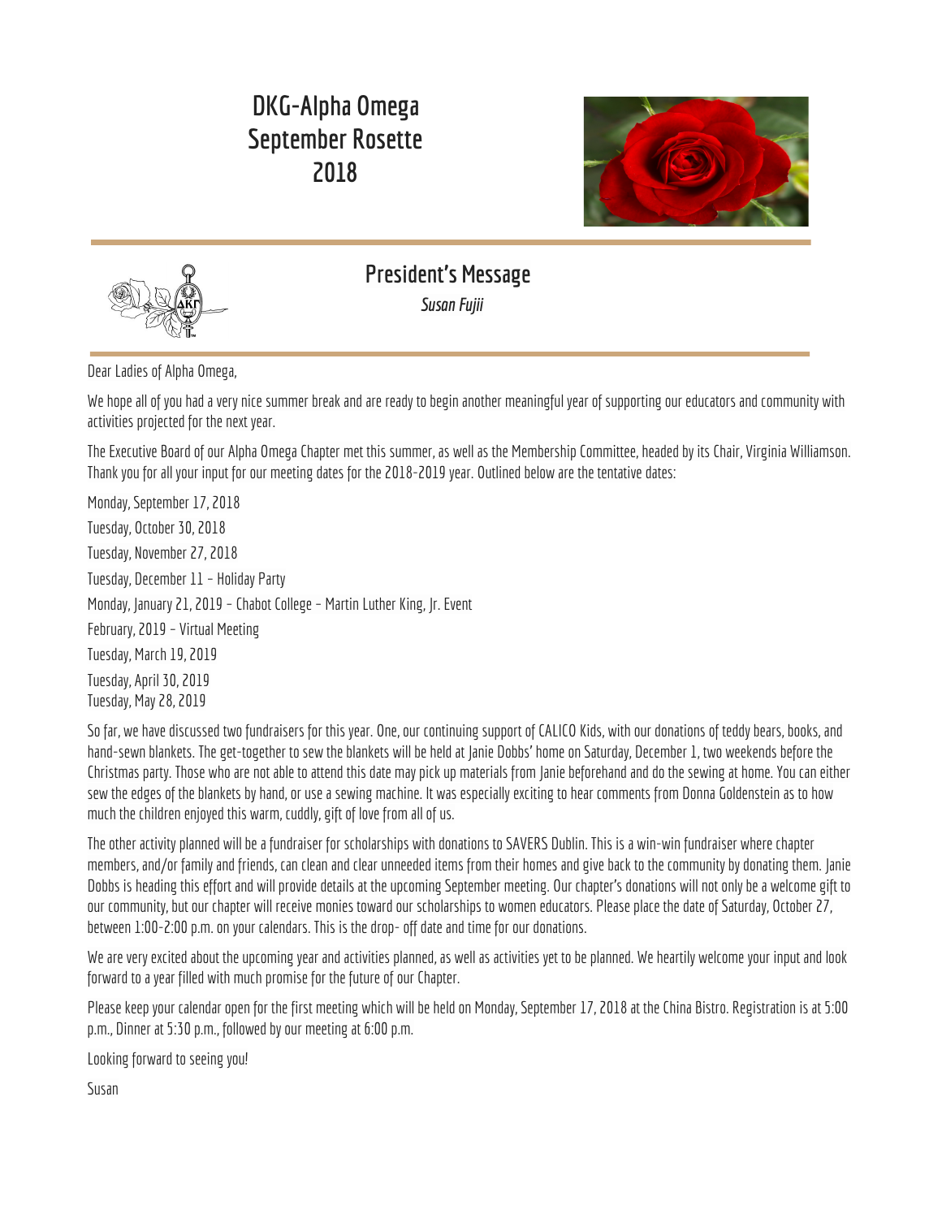# DKG-Alpha Omega September Rosette 2018

## President's Message

*Susan Fujii*

Dear Ladies of Alpha Omega,

We hope all of you had a very nice summer break and are ready to begin another meaningful year of supporting our educators and community with activities projected for the next year.

The Executive Board of our Alpha Omega Chapter met this summer, as well as the Membership Committee, headed by its Chair, Virginia Williamson. Thank you for all your input for our meeting dates for the 2018-2019 year. Outlined below are the tentative dates:

Monday, September 17, 2018

Tuesday, October 30, 2018

Tuesday, November 27, 2018

Tuesday, December 11 – Holiday Party

Monday, January 21, 2019 – Chabot College – Martin Luther King, Jr. Event

February, 2019 – Virtual Meeting

Tuesday, March 19, 2019

Tuesday, April 30, 2019
Tuesday, May 28, 2019

So far, we have discussed two fundraisers for this year. One, our continuing support of CALICO Kids, with our donations of teddy bears, books, and hand-sewn blankets. The get-together to sew the blankets will be held at Janie Dobbs' home on Saturday, December 1, two weekends before the Christmas party. Those who are not able to attend this date may pick up materials from Janie beforehand and do the sewing at home. You can either sew the edges of the blankets by hand, or use a sewing machine. It was especially exciting to hear comments from Donna Goldenstein as to how much the children enjoyed this warm, cuddly, gift of love from all of us.

The other activity planned will be a fundraiser for scholarships with donations to SAVERS Dublin. This is a win-win fundraiser where chapter members, and/or family and friends, can clean and clear unneeded items from their homes and give back to the community by donating them. Janie Dobbs is heading this effort and will provide details at the upcoming September meeting. Our chapter's donations will not only be a welcome gift to our community, but our chapter will receive monies toward our scholarships to women educators. Please place the date of Saturday, October 27, between 1:00-2:00 p.m. on your calendars. This is the drop- off date and time for our donations.

We are very excited about the upcoming year and activities planned, as well as activities yet to be planned. We heartily welcome your input and look forward to a year filled with much promise for the future of our Chapter.

Please keep your calendar open for the first meeting which will be held on Monday, September 17, 2018 at the China Bistro. Registration is at 5:00 p.m., Dinner at 5:30 p.m., followed by our meeting at 6:00 p.m.

Looking forward to seeing you!

Susan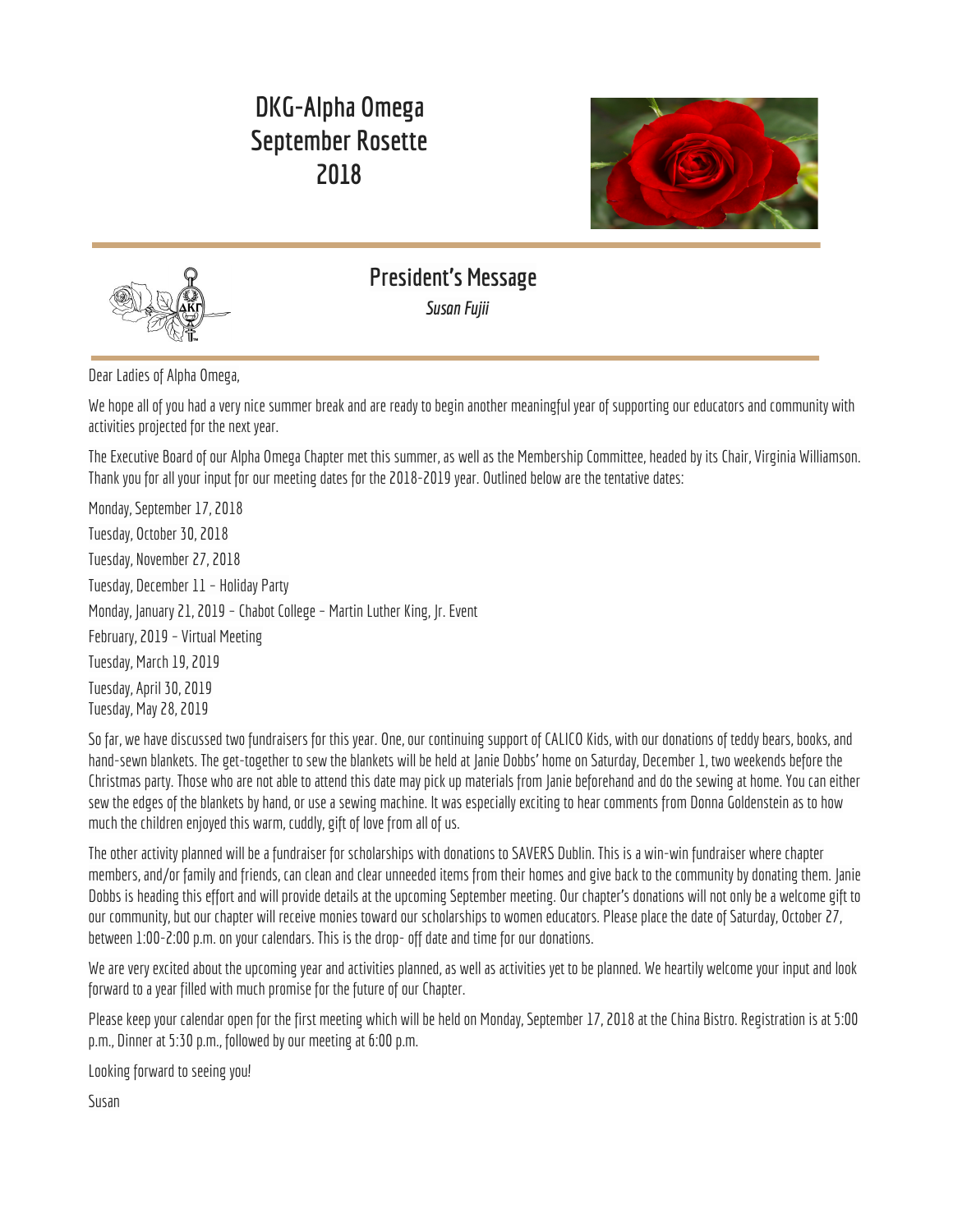# DKG-Alpha Omega September Rosette 2018

## President's Message

*Susan Fujii*

Dear Ladies of Alpha Omega,

We hope all of you had a very nice summer break and are ready to begin another meaningful year of supporting our educators and community with activities projected for the next year.

The Executive Board of our Alpha Omega Chapter met this summer, as well as the Membership Committee, headed by its Chair, Virginia Williamson. Thank you for all your input for our meeting dates for the 2018-2019 year. Outlined below are the tentative dates:

Monday, September 17, 2018

Tuesday, October 30, 2018

Tuesday, November 27, 2018

Tuesday, December 11 – Holiday Party

Monday, January 21, 2019 – Chabot College – Martin Luther King, Jr. Event

February, 2019 – Virtual Meeting

Tuesday, March 19, 2019

Tuesday, April 30, 2019

Tuesday, May 28, 2019

So far, we have discussed two fundraisers for this year. One, our continuing support of CALICO Kids, with our donations of teddy bears, books, and hand-sewn blankets. The get-together to sew the blankets will be held at Janie Dobbs' home on Saturday, December 1, two weekends before the Christmas party. Those who are not able to attend this date may pick up materials from Janie beforehand and do the sewing at home. You can either sew the edges of the blankets by hand, or use a sewing machine. It was especially exciting to hear comments from Donna Goldenstein as to how much the children enjoyed this warm, cuddly, gift of love from all of us.

The other activity planned will be a fundraiser for scholarships with donations to SAVERS Dublin. This is a win-win fundraiser where chapter members, and/or family and friends, can clean and clear unneeded items from their homes and give back to the community by donating them. Janie Dobbs is heading this effort and will provide details at the upcoming September meeting. Our chapter's donations will not only be a welcome gift to our community, but our chapter will receive monies toward our scholarships to women educators. Please place the date of Saturday, October 27, between 1:00-2:00 p.m. on your calendars. This is the drop- off date and time for our donations.

We are very excited about the upcoming year and activities planned, as well as activities yet to be planned. We heartily welcome your input and look forward to a year filled with much promise for the future of our Chapter.

Please keep your calendar open for the first meeting which will be held on Monday, September 17, 2018 at the China Bistro. Registration is at 5:00 p.m., Dinner at 5:30 p.m., followed by our meeting at 6:00 p.m.

Looking forward to seeing you!

Susan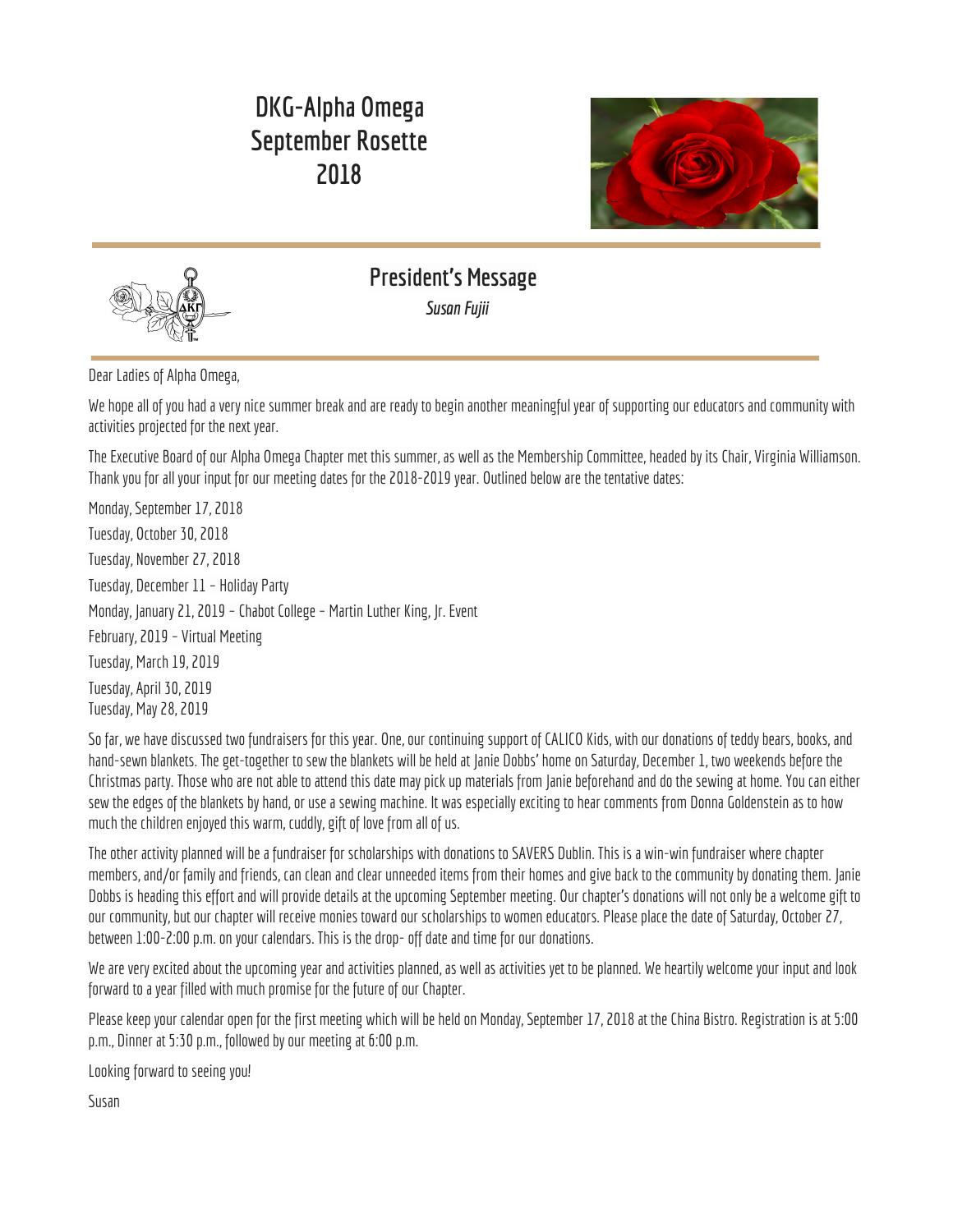# DKG-Alpha Omega September Rosette 2018

## President's Message

*Susan Fujii*

Dear Ladies of Alpha Omega,

We hope all of you had a very nice summer break and are ready to begin another meaningful year of supporting our educators and community with activities projected for the next year.

The Executive Board of our Alpha Omega Chapter met this summer, as well as the Membership Committee, headed by its Chair, Virginia Williamson. Thank you for all your input for our meeting dates for the 2018-2019 year. Outlined below are the tentative dates:

Monday, September 17, 2018

Tuesday, October 30, 2018

Tuesday, November 27, 2018

Tuesday, December 11 – Holiday Party

Monday, January 21, 2019 – Chabot College – Martin Luther King, Jr. Event

February, 2019 – Virtual Meeting

Tuesday, March 19, 2019

Tuesday, April 30, 2019

Tuesday, May 28, 2019

So far, we have discussed two fundraisers for this year. One, our continuing support of CALICO Kids, with our donations of teddy bears, books, and hand-sewn blankets. The get-together to sew the blankets will be held at Janie Dobbs' home on Saturday, December 1, two weekends before the Christmas party. Those who are not able to attend this date may pick up materials from Janie beforehand and do the sewing at home. You can either sew the edges of the blankets by hand, or use a sewing machine. It was especially exciting to hear comments from Donna Goldenstein as to how much the children enjoyed this warm, cuddly, gift of love from all of us.

The other activity planned will be a fundraiser for scholarships with donations to SAVERS Dublin. This is a win-win fundraiser where chapter members, and/or family and friends, can clean and clear unneeded items from their homes and give back to the community by donating them. Janie Dobbs is heading this effort and will provide details at the upcoming September meeting. Our chapter's donations will not only be a welcome gift to our community, but our chapter will receive monies toward our scholarships to women educators. Please place the date of Saturday, October 27, between 1:00-2:00 p.m. on your calendars. This is the drop- off date and time for our donations.

We are very excited about the upcoming year and activities planned, as well as activities yet to be planned. We heartily welcome your input and look forward to a year filled with much promise for the future of our Chapter.

Please keep your calendar open for the first meeting which will be held on Monday, September 17, 2018 at the China Bistro. Registration is at 5:00 p.m., Dinner at 5:30 p.m., followed by our meeting at 6:00 p.m.

Looking forward to seeing you!

Susan